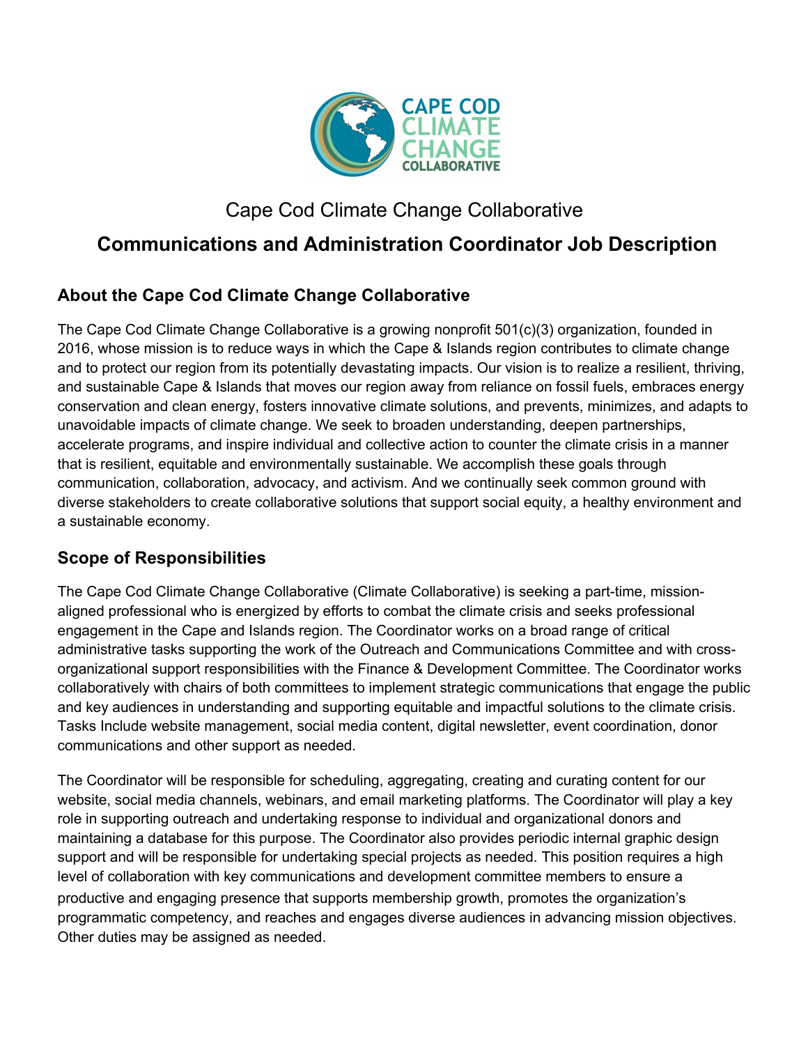# Cape Cod Climate Change Collaborative

## Communications and Administration Coordinator Job Description

### About the Cape Cod Climate Change Collaborative

The Cape Cod Climate Change Collaborative is a growing nonprofit 501(c)(3) organization, founded in 2016, whose mission is to reduce ways in which the Cape & Islands region contributes to climate change and to protect our region from its potentially devastating impacts. Our vision is to realize a resilient, thriving, and sustainable Cape & Islands that moves our region away from reliance on fossil fuels, embraces energy conservation and clean energy, fosters innovative climate solutions, and prevents, minimizes, and adapts to unavoidable impacts of climate change. We seek to broaden understanding, deepen partnerships, accelerate programs, and inspire individual and collective action to counter the climate crisis in a manner that is resilient, equitable and environmentally sustainable. We accomplish these goals through communication, collaboration, advocacy, and activism. And we continually seek common ground with diverse stakeholders to create collaborative solutions that support social equity, a healthy environment and a sustainable economy.

### Scope of Responsibilities

The Cape Cod Climate Change Collaborative (Climate Collaborative) is seeking a part-time, mission-aligned professional who is energized by efforts to combat the climate crisis and seeks professional engagement in the Cape and Islands region. The Coordinator works on a broad range of critical administrative tasks supporting the work of the Outreach and Communications Committee and with cross-organizational support responsibilities with the Finance & Development Committee. The Coordinator works collaboratively with chairs of both committees to implement strategic communications that engage the public and key audiences in understanding and supporting equitable and impactful solutions to the climate crisis. Tasks Include website management, social media content, digital newsletter, event coordination, donor communications and other support as needed.

The Coordinator will be responsible for scheduling, aggregating, creating and curating content for our website, social media channels, webinars, and email marketing platforms. The Coordinator will play a key role in supporting outreach and undertaking response to individual and organizational donors and maintaining a database for this purpose. The Coordinator also provides periodic internal graphic design support and will be responsible for undertaking special projects as needed. This position requires a high level of collaboration with key communications and development committee members to ensure a productive and engaging presence that supports membership growth, promotes the organization's programmatic competency, and reaches and engages diverse audiences in advancing mission objectives. Other duties may be assigned as needed.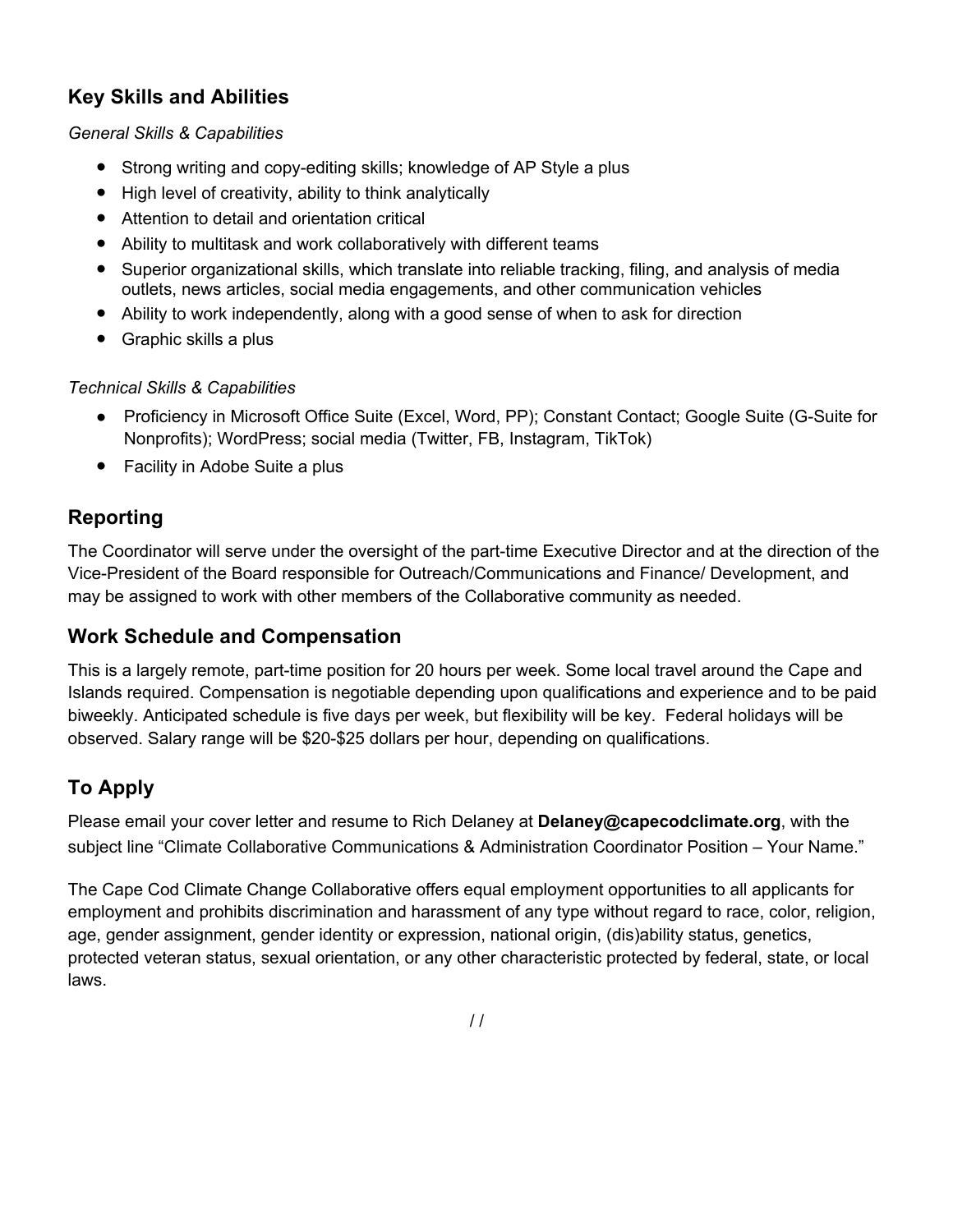## Key Skills and Abilities

*General Skills & Capabilities*

- Strong writing and copy-editing skills; knowledge of AP Style a plus
- High level of creativity, ability to think analytically
- Attention to detail and orientation critical
- Ability to multitask and work collaboratively with different teams
- Superior organizational skills, which translate into reliable tracking, filing, and analysis of media outlets, news articles, social media engagements, and other communication vehicles
- Ability to work independently, along with a good sense of when to ask for direction
- Graphic skills a plus

*Technical Skills & Capabilities*

- Proficiency in Microsoft Office Suite (Excel, Word, PP); Constant Contact; Google Suite (G-Suite for Nonprofits); WordPress; social media (Twitter, FB, Instagram, TikTok)
- Facility in Adobe Suite a plus

## Reporting

The Coordinator will serve under the oversight of the part-time Executive Director and at the direction of the Vice-President of the Board responsible for Outreach/Communications and Finance/ Development, and may be assigned to work with other members of the Collaborative community as needed.

## Work Schedule and Compensation

This is a largely remote, part-time position for 20 hours per week. Some local travel around the Cape and Islands required. Compensation is negotiable depending upon qualifications and experience and to be paid biweekly. Anticipated schedule is five days per week, but flexibility will be key. Federal holidays will be observed. Salary range will be $20-$25 dollars per hour, depending on qualifications.

## To Apply

Please email your cover letter and resume to Rich Delaney at **Delaney@capecodclimate.org**, with the subject line "Climate Collaborative Communications & Administration Coordinator Position – Your Name."

The Cape Cod Climate Change Collaborative offers equal employment opportunities to all applicants for employment and prohibits discrimination and harassment of any type without regard to race, color, religion, age, gender assignment, gender identity or expression, national origin, (dis)ability status, genetics, protected veteran status, sexual orientation, or any other characteristic protected by federal, state, or local laws.

/ /